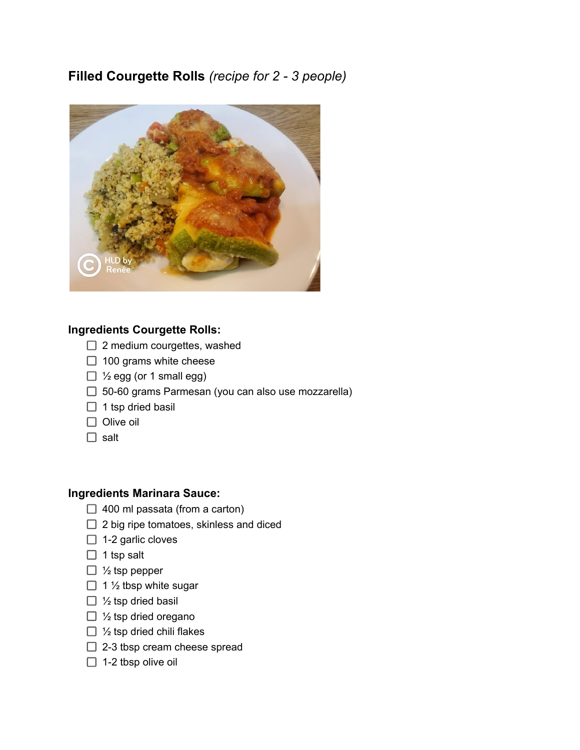# **Filled Courgette Rolls** *(recipe for 2 - 3 people)*

## Ingredients Courgette Rolls:

- [ ] 2 medium courgettes, washed
- [ ] 100 grams white cheese
- [ ] ½ egg (or 1 small egg)
- [ ] 50-60 grams Parmesan (you can also use mozzarella)
- [ ] 1 tsp dried basil
- [ ] Olive oil
- [ ] salt

## Ingredients Marinara Sauce:

- [ ] 400 ml passata (from a carton)
- [ ] 2 big ripe tomatoes, skinless and diced
- [ ] 1-2 garlic cloves
- [ ] 1 tsp salt
- [ ] ½ tsp pepper
- [ ] 1 ½ tbsp white sugar
- [ ] ½ tsp dried basil
- [ ] ½ tsp dried oregano
- [ ] ½ tsp dried chili flakes
- [ ] 2-3 tbsp cream cheese spread
- [ ] 1-2 tbsp olive oil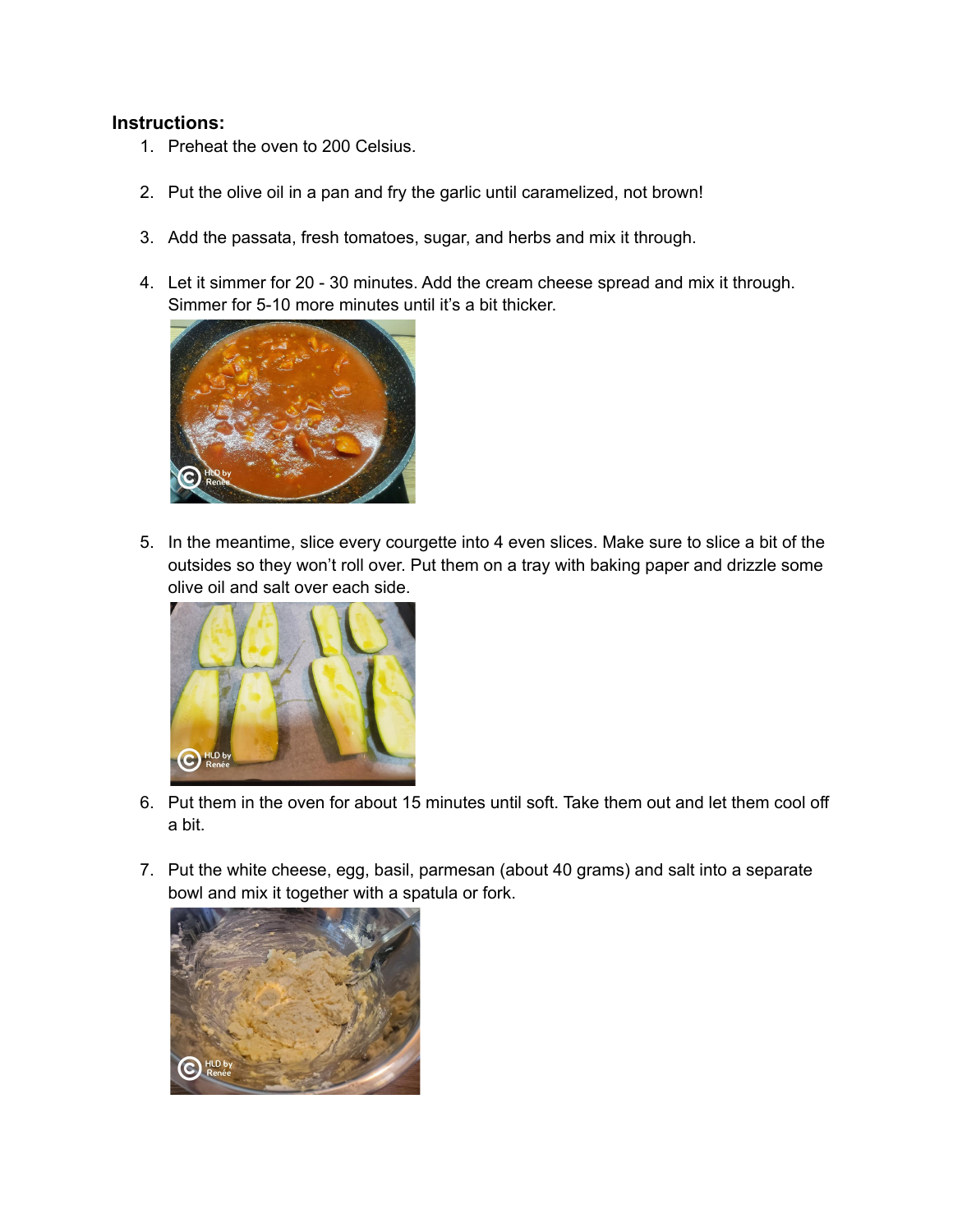**Instructions:**

1. Preheat the oven to 200 Celsius.

2. Put the olive oil in a pan and fry the garlic until caramelized, not brown!

3. Add the passata, fresh tomatoes, sugar, and herbs and mix it through.

4. Let it simmer for 20 - 30 minutes. Add the cream cheese spread and mix it through. Simmer for 5-10 more minutes until it's a bit thicker.

5. In the meantime, slice every courgette into 4 even slices. Make sure to slice a bit of the outsides so they won't roll over. Put them on a tray with baking paper and drizzle some olive oil and salt over each side.

6. Put them in the oven for about 15 minutes until soft. Take them out and let them cool off a bit.

7. Put the white cheese, egg, basil, parmesan (about 40 grams) and salt into a separate bowl and mix it together with a spatula or fork.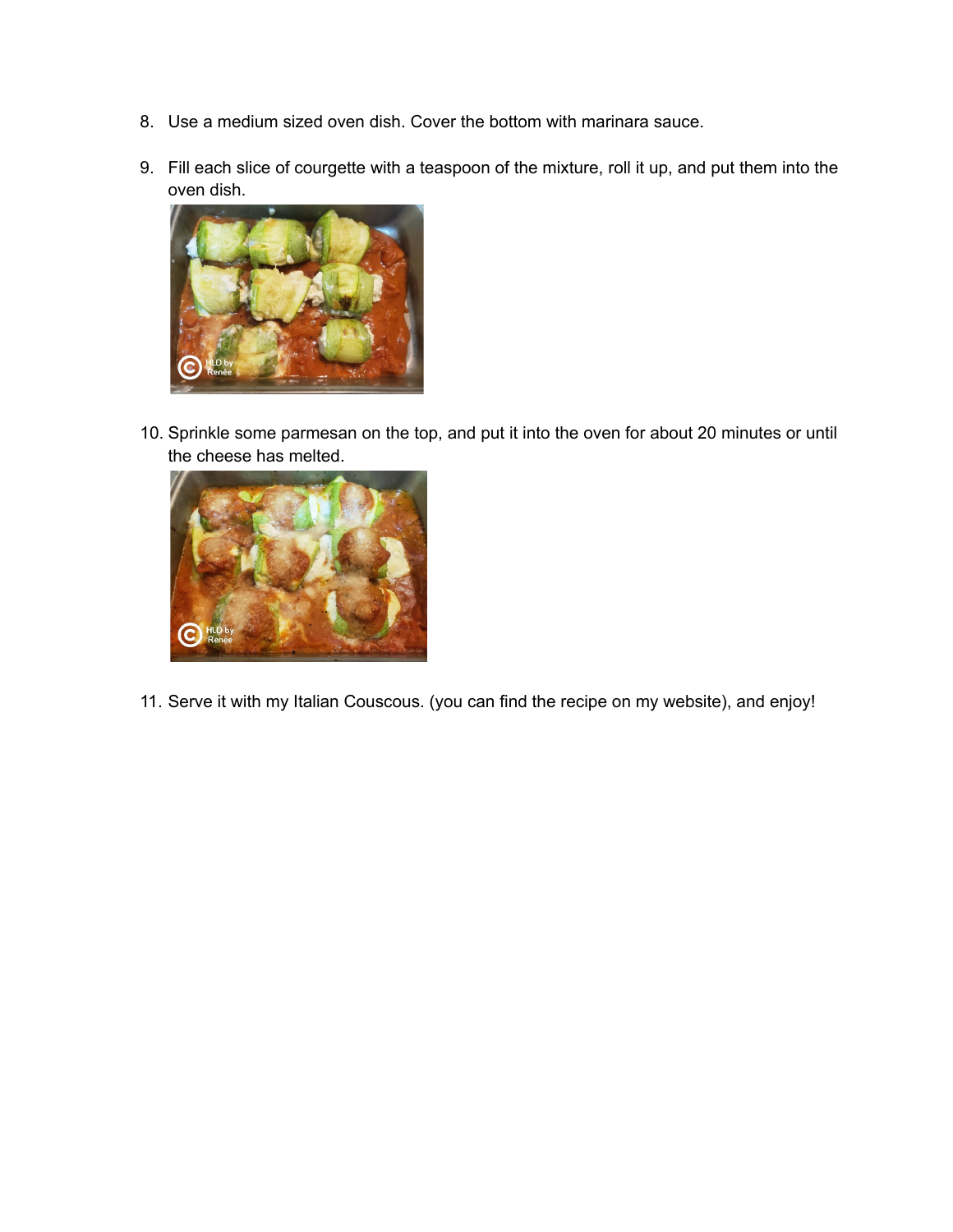8. Use a medium sized oven dish. Cover the bottom with marinara sauce.

9. Fill each slice of courgette with a teaspoon of the mixture, roll it up, and put them into the oven dish.

10. Sprinkle some parmesan on the top, and put it into the oven for about 20 minutes or until the cheese has melted.

11. Serve it with my Italian Couscous. (you can find the recipe on my website), and enjoy!